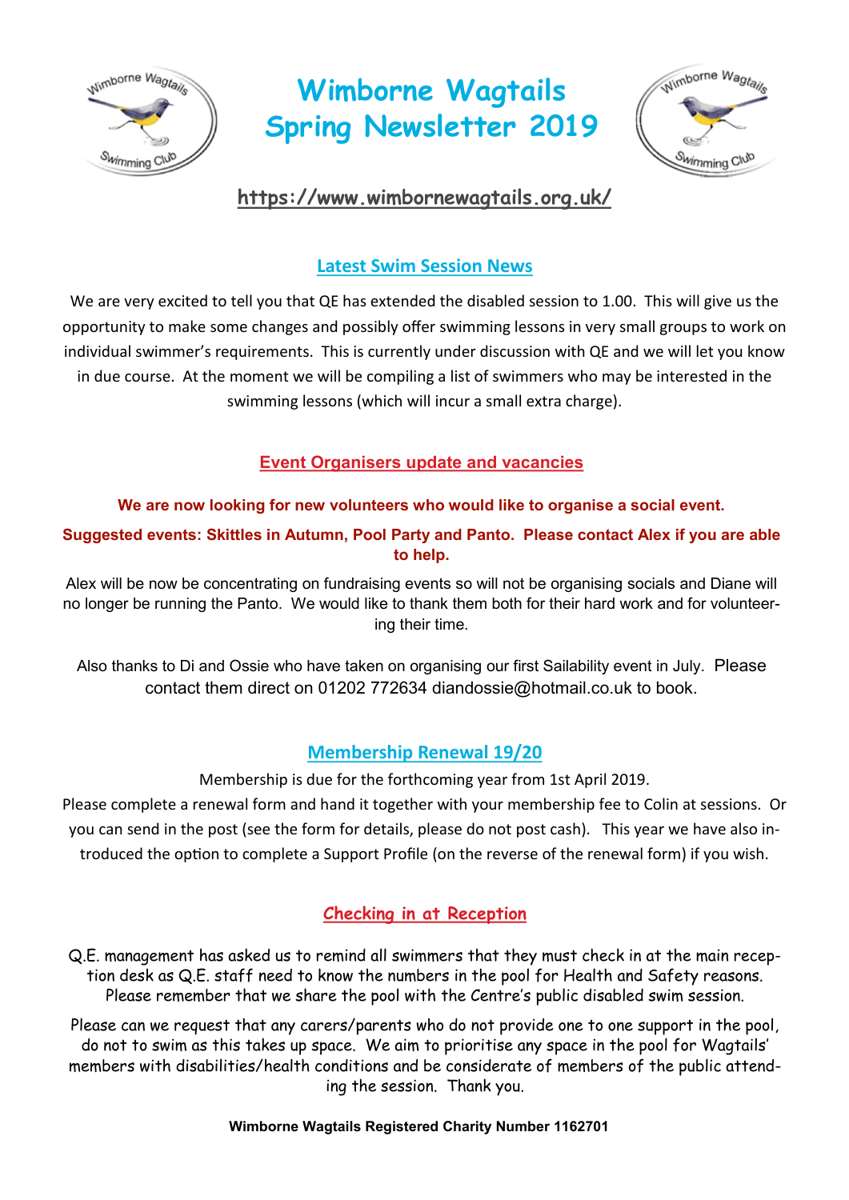# Wimborne Wagtails Spring Newsletter 2019

https://www.wimbornewagtails.org.uk/

## Latest Swim Session News

We are very excited to tell you that QE has extended the disabled session to 1.00. This will give us the opportunity to make some changes and possibly offer swimming lessons in very small groups to work on individual swimmer's requirements. This is currently under discussion with QE and we will let you know in due course. At the moment we will be compiling a list of swimmers who may be interested in the swimming lessons (which will incur a small extra charge).

## Event Organisers update and vacancies

**We are now looking for new volunteers who would like to organise a social event.**

**Suggested events: Skittles in Autumn, Pool Party and Panto. Please contact Alex if you are able to help.**

Alex will be now be concentrating on fundraising events so will not be organising socials and Diane will no longer be running the Panto. We would like to thank them both for their hard work and for volunteering their time.

Also thanks to Di and Ossie who have taken on organising our first Sailability event in July. Please contact them direct on 01202 772634 diandossie@hotmail.co.uk to book.

## Membership Renewal 19/20

Membership is due for the forthcoming year from 1st April 2019.

Please complete a renewal form and hand it together with your membership fee to Colin at sessions. Or you can send in the post (see the form for details, please do not post cash). This year we have also introduced the option to complete a Support Profile (on the reverse of the renewal form) if you wish.

## Checking in at Reception

Q.E. management has asked us to remind all swimmers that they must check in at the main reception desk as Q.E. staff need to know the numbers in the pool for Health and Safety reasons. Please remember that we share the pool with the Centre's public disabled swim session.

Please can we request that any carers/parents who do not provide one to one support in the pool, do not to swim as this takes up space. We aim to prioritise any space in the pool for Wagtails' members with disabilities/health conditions and be considerate of members of the public attending the session. Thank you.

**Wimborne Wagtails Registered Charity Number 1162701**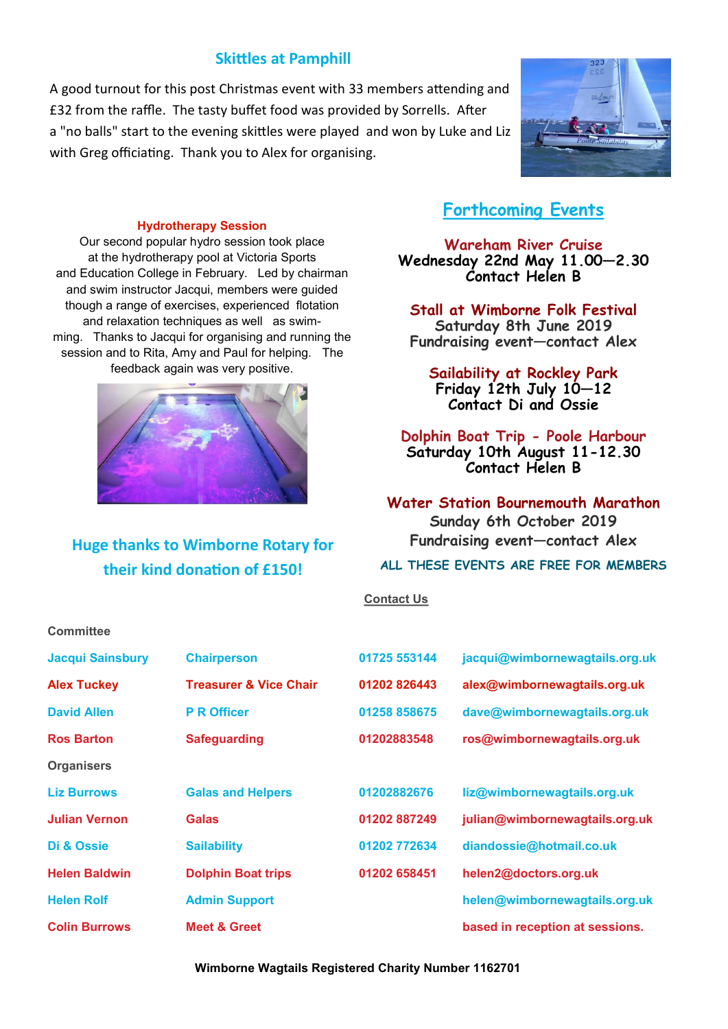## Skittles at Pamphill

A good turnout for this post Christmas event with 33 members attending and £32 from the raffle. The tasty buffet food was provided by Sorrells. After a "no balls" start to the evening skittles were played and won by Luke and Liz with Greg officiating. Thank you to Alex for organising.

### Hydrotherapy Session

Our second popular hydro session took place at the hydrotherapy pool at Victoria Sports and Education College in February. Led by chairman and swim instructor Jacqui, members were guided though a range of exercises, experienced flotation and relaxation techniques as well as swimming. Thanks to Jacqui for organising and running the session and to Rita, Amy and Paul for helping. The feedback again was very positive.

## Huge thanks to Wimborne Rotary for their kind donation of £150!

## Forthcoming Events

**Wareham River Cruise**
Wednesday 22nd May 11.00—2.30
Contact Helen B

**Stall at Wimborne Folk Festival**
Saturday 8th June 2019
Fundraising event—contact Alex

**Sailability at Rockley Park**
Friday 12th July 10—12
Contact Di and Ossie

**Dolphin Boat Trip - Poole Harbour**
Saturday 10th August 11-12.30
Contact Helen B

**Water Station Bournemouth Marathon**
Sunday 6th October 2019
Fundraising event—contact Alex

ALL THESE EVENTS ARE FREE FOR MEMBERS

## Contact Us

| | | | |
|---|---|---|---|
| **Committee** | | | |
| Jacqui Sainsbury | Chairperson | 01725 553144 | jacqui@wimbornewagtails.org.uk |
| Alex Tuckey | Treasurer & Vice Chair | 01202 826443 | alex@wimbornewagtails.org.uk |
| David Allen | P R Officer | 01258 858675 | dave@wimbornewagtails.org.uk |
| Ros Barton | Safeguarding | 01202883548 | ros@wimbornewagtails.org.uk |
| **Organisers** | | | |
| Liz Burrows | Galas and Helpers | 01202882676 | liz@wimbornewagtails.org.uk |
| Julian Vernon | Galas | 01202 887249 | julian@wimbornewagtails.org.uk |
| Di & Ossie | Sailability | 01202 772634 | diandossie@hotmail.co.uk |
| Helen Baldwin | Dolphin Boat trips | 01202 658451 | helen2@doctors.org.uk |
| Helen Rolf | Admin Support | | helen@wimbornewagtails.org.uk |
| Colin Burrows | Meet & Greet | | based in reception at sessions. |

**Wimborne Wagtails Registered Charity Number 1162701**